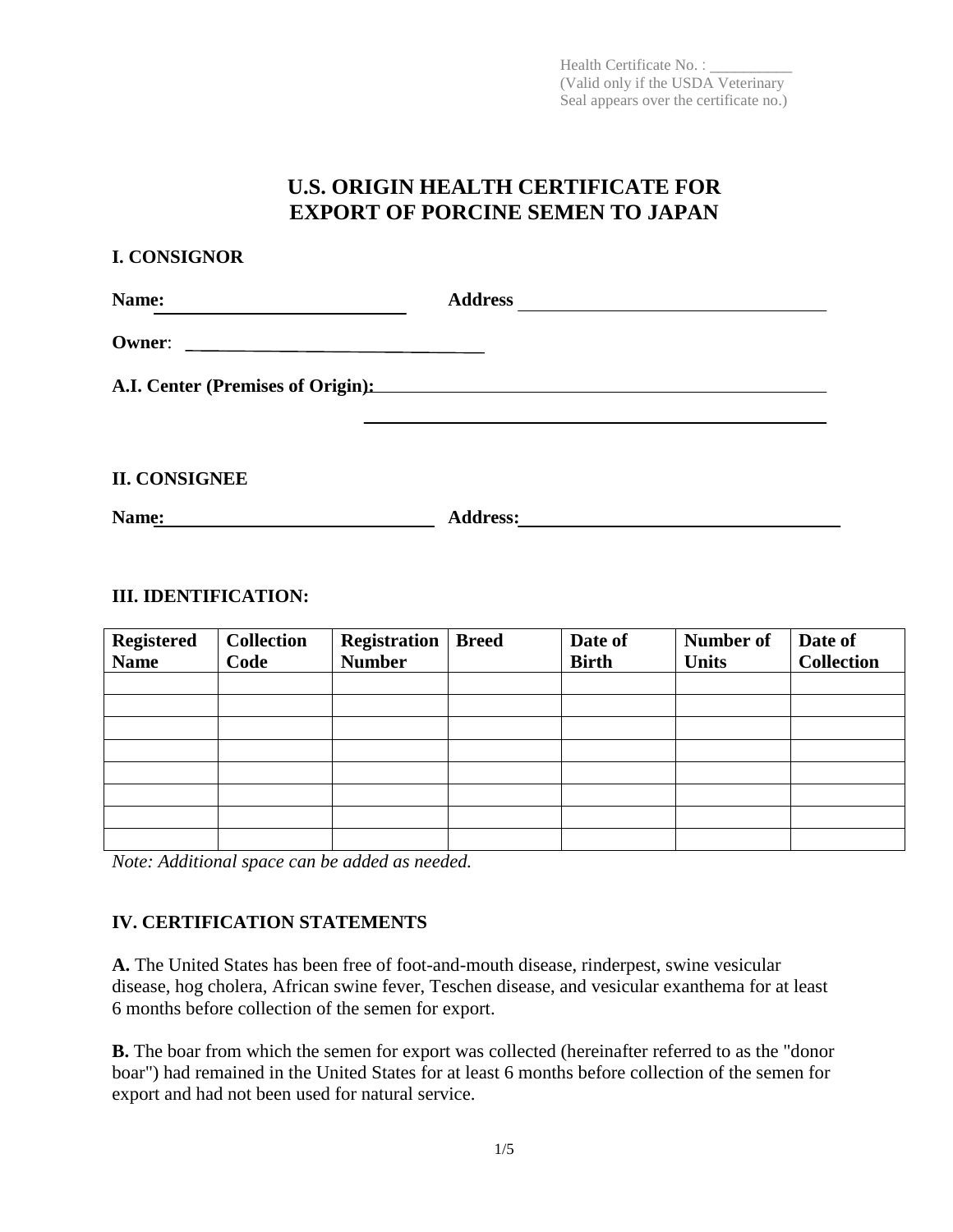Health Certificate No. : __________
(Valid only if the USDA Veterinary Seal appears over the certificate no.)

# U.S. ORIGIN HEALTH CERTIFICATE FOR EXPORT OF PORCINE SEMEN TO JAPAN

## I. CONSIGNOR

**Name:** ____________________________ **Address** ____________________________________

**Owner**: ____________________________________

**A.I. Center (Premises of Origin):** ____________________________________________________

____________________________________________________

## II. CONSIGNEE

**Name:** ______________________________ **Address:** ___________________________________

## III. IDENTIFICATION:

| Registered Name | Collection Code | Registration Number | Breed | Date of Birth | Number of Units | Date of Collection |
|---|---|---|---|---|---|---|
| | | | | | | |
| | | | | | | |
| | | | | | | |
| | | | | | | |
| | | | | | | |
| | | | | | | |
| | | | | | | |
| | | | | | | |

*Note: Additional space can be added as needed.*

## IV. CERTIFICATION STATEMENTS

**A.** The United States has been free of foot-and-mouth disease, rinderpest, swine vesicular disease, hog cholera, African swine fever, Teschen disease, and vesicular exanthema for at least 6 months before collection of the semen for export.

**B.** The boar from which the semen for export was collected (hereinafter referred to as the "donor boar") had remained in the United States for at least 6 months before collection of the semen for export and had not been used for natural service.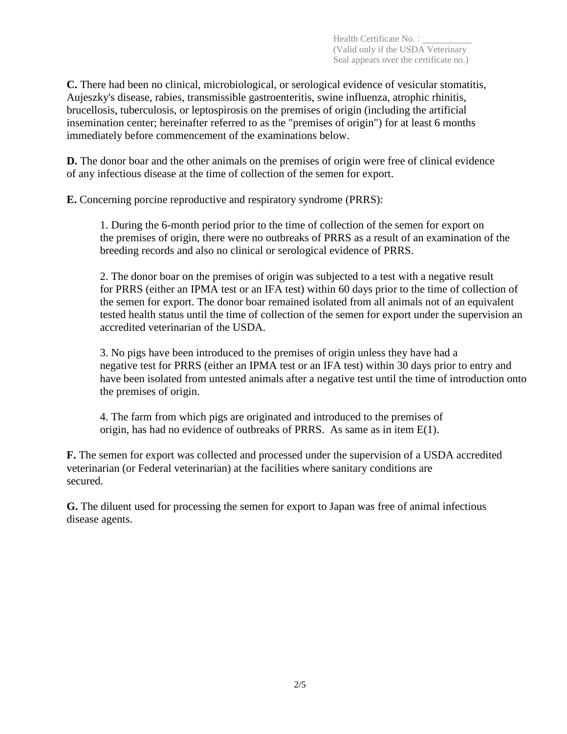Health Certificate No. : __________
(Valid only if the USDA Veterinary Seal appears over the certificate no.)

**C.** There had been no clinical, microbiological, or serological evidence of vesicular stomatitis, Aujeszky's disease, rabies, transmissible gastroenteritis, swine influenza, atrophic rhinitis, brucellosis, tuberculosis, or leptospirosis on the premises of origin (including the artificial insemination center; hereinafter referred to as the "premises of origin") for at least 6 months immediately before commencement of the examinations below.

**D.** The donor boar and the other animals on the premises of origin were free of clinical evidence of any infectious disease at the time of collection of the semen for export.

**E.** Concerning porcine reproductive and respiratory syndrome (PRRS):

1. During the 6-month period prior to the time of collection of the semen for export on the premises of origin, there were no outbreaks of PRRS as a result of an examination of the breeding records and also no clinical or serological evidence of PRRS.

2. The donor boar on the premises of origin was subjected to a test with a negative result for PRRS (either an IPMA test or an IFA test) within 60 days prior to the time of collection of the semen for export. The donor boar remained isolated from all animals not of an equivalent tested health status until the time of collection of the semen for export under the supervision an accredited veterinarian of the USDA.

3. No pigs have been introduced to the premises of origin unless they have had a negative test for PRRS (either an IPMA test or an IFA test) within 30 days prior to entry and have been isolated from untested animals after a negative test until the time of introduction onto the premises of origin.

4. The farm from which pigs are originated and introduced to the premises of origin, has had no evidence of outbreaks of PRRS. As same as in item E(1).

**F.** The semen for export was collected and processed under the supervision of a USDA accredited veterinarian (or Federal veterinarian) at the facilities where sanitary conditions are secured.

**G.** The diluent used for processing the semen for export to Japan was free of animal infectious disease agents.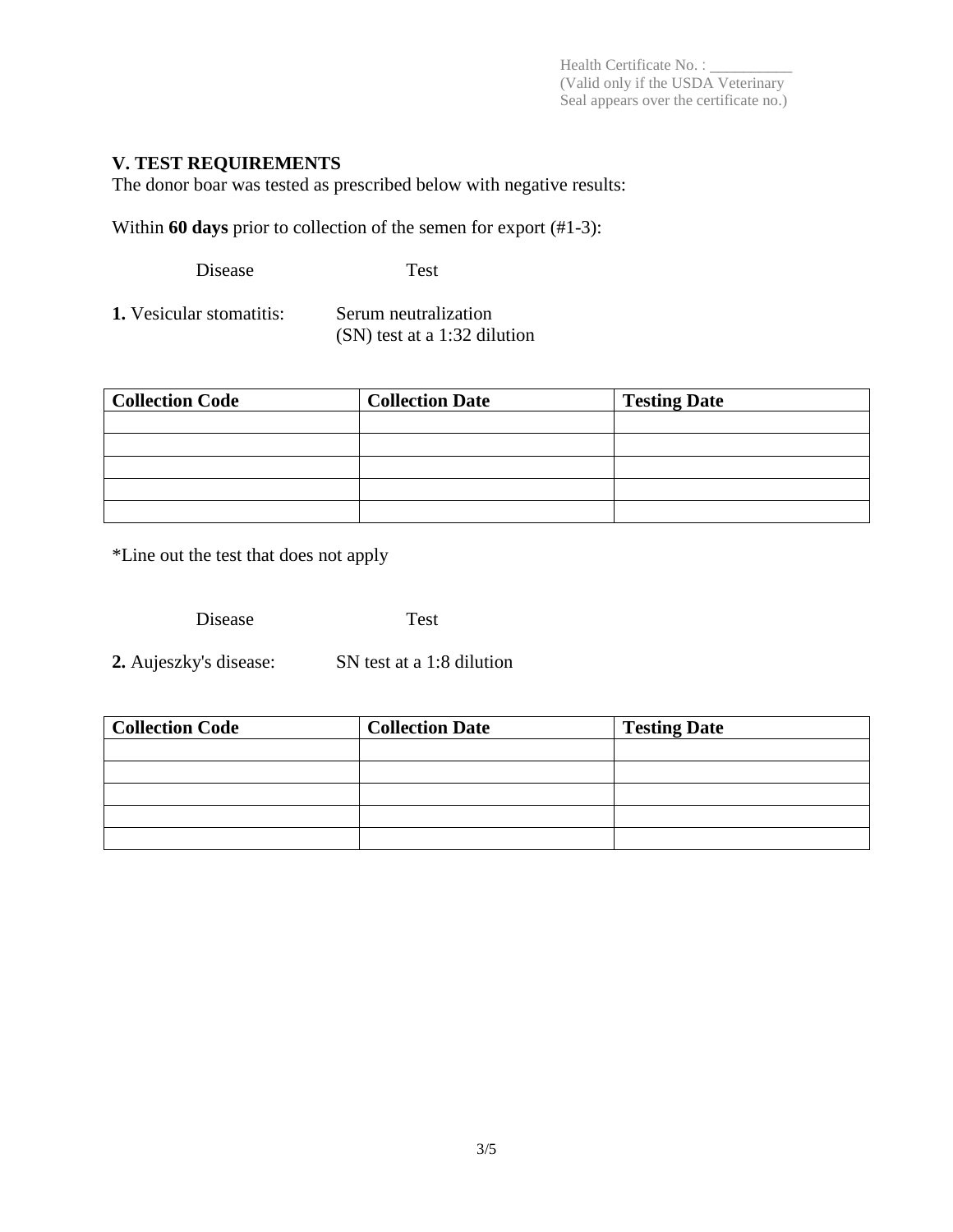Health Certificate No. : __________
(Valid only if the USDA Veterinary Seal appears over the certificate no.)

## V. TEST REQUIREMENTS

The donor boar was tested as prescribed below with negative results:

Within **60 days** prior to collection of the semen for export (#1-3):

| Disease | Test |
| --- | --- |
| **1.** Vesicular stomatitis: | Serum neutralization (SN) test at a 1:32 dilution |

| Collection Code | Collection Date | Testing Date |
| --- | --- | --- |
| | | |
| | | |
| | | |
| | | |
| | | |

*Line out the test that does not apply

| Disease | Test |
| --- | --- |
| **2.** Aujeszky's disease: | SN test at a 1:8 dilution |

| Collection Code | Collection Date | Testing Date |
| --- | --- | --- |
| | | |
| | | |
| | | |
| | | |
| | | |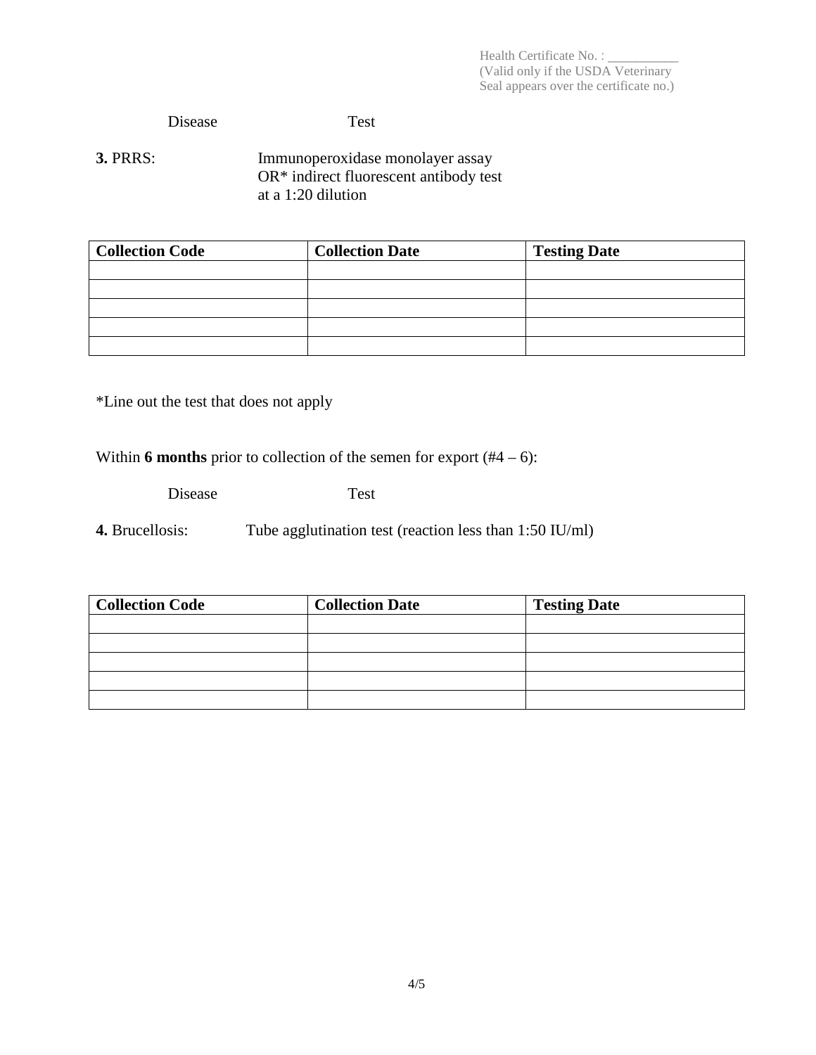Health Certificate No. : __________
(Valid only if the USDA Veterinary Seal appears over the certificate no.)

Disease | Test

**3.** PRRS: Immunoperoxidase monolayer assay OR* indirect fluorescent antibody test at a 1:20 dilution

| Collection Code | Collection Date | Testing Date |
|---|---|---|
| | | |
| | | |
| | | |
| | | |
| | | |

*Line out the test that does not apply

Within **6 months** prior to collection of the semen for export (#4 – 6):

Disease | Test

**4.** Brucellosis: Tube agglutination test (reaction less than 1:50 IU/ml)

| Collection Code | Collection Date | Testing Date |
|---|---|---|
| | | |
| | | |
| | | |
| | | |
| | | |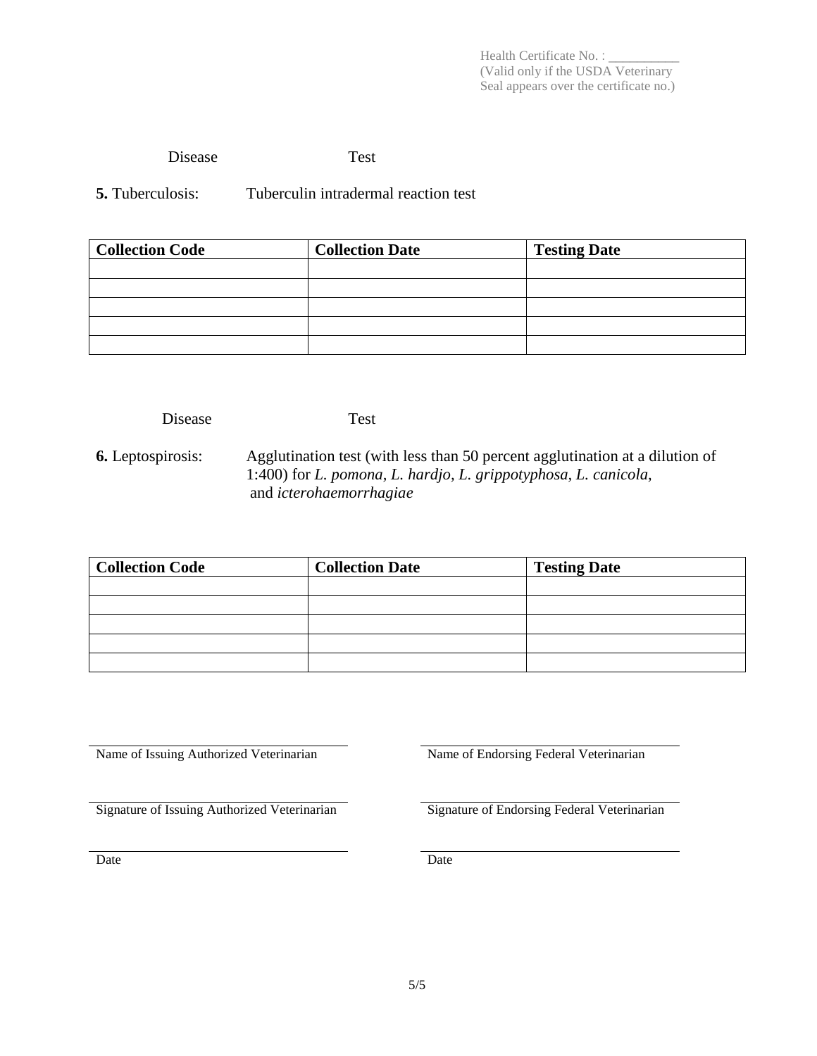Health Certificate No. : __________
(Valid only if the USDA Veterinary Seal appears over the certificate no.)

Disease Test

**5.** Tuberculosis: Tuberculin intradermal reaction test

| **Collection Code** | **Collection Date** | **Testing Date** |
|---|---|---|
| | | |
| | | |
| | | |
| | | |
| | | |

Disease Test

**6.** Leptospirosis: Agglutination test (with less than 50 percent agglutination at a dilution of 1:400) for *L. pomona, L. hardjo, L. grippotyphosa, L. canicola,* and *icterohaemorrhagiae*

| **Collection Code** | **Collection Date** | **Testing Date** |
|---|---|---|
| | | |
| | | |
| | | |
| | | |
| | | |

______________________________
Name of Issuing Authorized Veterinarian

______________________________
Name of Endorsing Federal Veterinarian

______________________________
Signature of Issuing Authorized Veterinarian

______________________________
Signature of Endorsing Federal Veterinarian

______________________________
Date

______________________________
Date